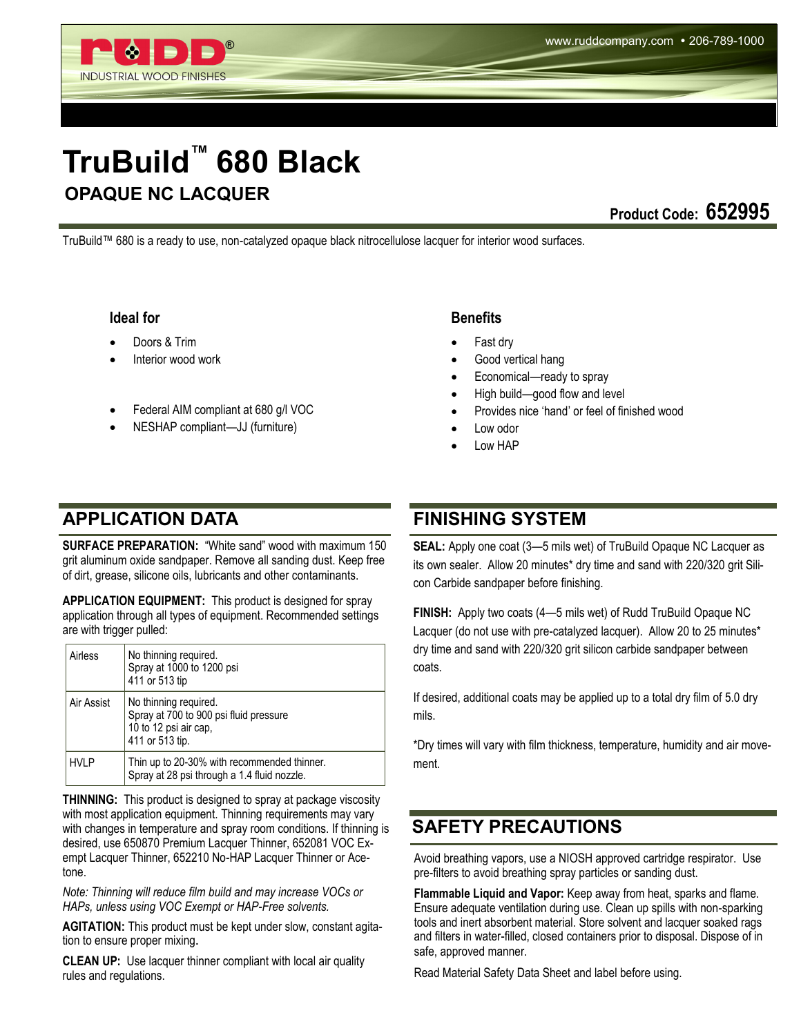RUDD®
INDUSTRIAL WOOD FINISHES

www.ruddcompany.com • 206-789-1000

# TruBuild™ 680 Black

## OPAQUE NC LACQUER

**Product Code: 652995**

TruBuild™ 680 is a ready to use, non-catalyzed opaque black nitrocellulose lacquer for interior wood surfaces.

### Ideal for

- Doors & Trim
- Interior wood work

- Federal AIM compliant at 680 g/l VOC
- NESHAP compliant—JJ (furniture)

### Benefits

- Fast dry
- Good vertical hang
- Economical—ready to spray
- High build—good flow and level
- Provides nice 'hand' or feel of finished wood
- Low odor
- Low HAP

## APPLICATION DATA

**SURFACE PREPARATION:** "White sand" wood with maximum 150 grit aluminum oxide sandpaper. Remove all sanding dust. Keep free of dirt, grease, silicone oils, lubricants and other contaminants.

**APPLICATION EQUIPMENT:** This product is designed for spray application through all types of equipment. Recommended settings are with trigger pulled:

| | |
|---|---|
| Airless | No thinning required.<br>Spray at 1000 to 1200 psi<br>411 or 513 tip |
| Air Assist | No thinning required.<br>Spray at 700 to 900 psi fluid pressure<br>10 to 12 psi air cap,<br>411 or 513 tip. |
| HVLP | Thin up to 20-30% with recommended thinner.<br>Spray at 28 psi through a 1.4 fluid nozzle. |

**THINNING:** This product is designed to spray at package viscosity with most application equipment. Thinning requirements may vary with changes in temperature and spray room conditions. If thinning is desired, use 650870 Premium Lacquer Thinner, 652081 VOC Exempt Lacquer Thinner, 652210 No-HAP Lacquer Thinner or Acetone.

*Note: Thinning will reduce film build and may increase VOCs or HAPs, unless using VOC Exempt or HAP-Free solvents.*

**AGITATION:** This product must be kept under slow, constant agitation to ensure proper mixing.

**CLEAN UP:** Use lacquer thinner compliant with local air quality rules and regulations.

## FINISHING SYSTEM

**SEAL:** Apply one coat (3—5 mils wet) of TruBuild Opaque NC Lacquer as its own sealer. Allow 20 minutes* dry time and sand with 220/320 grit Silicon Carbide sandpaper before finishing.

**FINISH:** Apply two coats (4—5 mils wet) of Rudd TruBuild Opaque NC Lacquer (do not use with pre-catalyzed lacquer). Allow 20 to 25 minutes* dry time and sand with 220/320 grit silicon carbide sandpaper between coats.

If desired, additional coats may be applied up to a total dry film of 5.0 dry mils.

*Dry times will vary with film thickness, temperature, humidity and air movement.

## SAFETY PRECAUTIONS

Avoid breathing vapors, use a NIOSH approved cartridge respirator. Use pre-filters to avoid breathing spray particles or sanding dust.

**Flammable Liquid and Vapor:** Keep away from heat, sparks and flame. Ensure adequate ventilation during use. Clean up spills with non-sparking tools and inert absorbent material. Store solvent and lacquer soaked rags and filters in water-filled, closed containers prior to disposal. Dispose of in safe, approved manner.

Read Material Safety Data Sheet and label before using.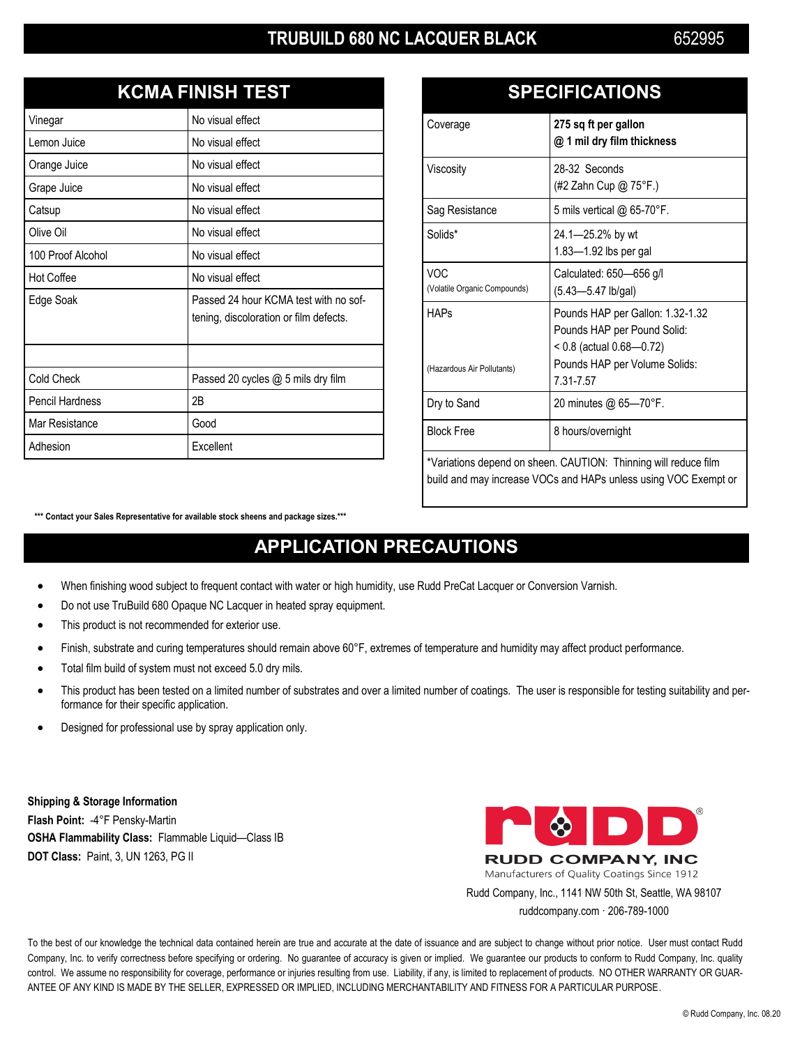# TRUBUILD 680 NC LACQUER BLACK 652995

## KCMA FINISH TEST

| | |
|---|---|
| Vinegar | No visual effect |
| Lemon Juice | No visual effect |
| Orange Juice | No visual effect |
| Grape Juice | No visual effect |
| Catsup | No visual effect |
| Olive Oil | No visual effect |
| 100 Proof Alcohol | No visual effect |
| Hot Coffee | No visual effect |
| Edge Soak | Passed 24 hour KCMA test with no softening, discoloration or film defects. |
| | |
| Cold Check | Passed 20 cycles @ 5 mils dry film |
| Pencil Hardness | 2B |
| Mar Resistance | Good |
| Adhesion | Excellent |

## SPECIFICATIONS

| | |
|---|---|
| Coverage | **275 sq ft per gallon @ 1 mil dry film thickness** |
| Viscosity | 28-32 Seconds (#2 Zahn Cup @ 75°F.) |
| Sag Resistance | 5 mils vertical @ 65-70°F. |
| Solids* | 24.1—25.2% by wt<br>1.83—1.92 lbs per gal |
| VOC (Volatile Organic Compounds) | Calculated: 650—656 g/l (5.43—5.47 lb/gal) |
| HAPs (Hazardous Air Pollutants) | Pounds HAP per Gallon: 1.32-1.32<br>Pounds HAP per Pound Solid: < 0.8 (actual 0.68—0.72)<br>Pounds HAP per Volume Solids: 7.31-7.57 |
| Dry to Sand | 20 minutes @ 65—70°F. |
| Block Free | 8 hours/overnight |

*Variations depend on sheen. CAUTION: Thinning will reduce film build and may increase VOCs and HAPs unless using VOC Exempt or

**\*\*\* Contact your Sales Representative for available stock sheens and package sizes.\*\*\***

## APPLICATION PRECAUTIONS

- When finishing wood subject to frequent contact with water or high humidity, use Rudd PreCat Lacquer or Conversion Varnish.
- Do not use TruBuild 680 Opaque NC Lacquer in heated spray equipment.
- This product is not recommended for exterior use.
- Finish, substrate and curing temperatures should remain above 60°F, extremes of temperature and humidity may affect product performance.
- Total film build of system must not exceed 5.0 dry mils.
- This product has been tested on a limited number of substrates and over a limited number of coatings. The user is responsible for testing suitability and performance for their specific application.
- Designed for professional use by spray application only.

**Shipping & Storage Information**
**Flash Point:** -4°F Pensky-Martin
**OSHA Flammability Class:** Flammable Liquid—Class IB
**DOT Class:** Paint, 3, UN 1263, PG II

RUDD COMPANY, INC
Manufacturers of Quality Coatings Since 1912
Rudd Company, Inc., 1141 NW 50th St, Seattle, WA 98107
ruddcompany.com · 206-789-1000

To the best of our knowledge the technical data contained herein are true and accurate at the date of issuance and are subject to change without prior notice. User must contact Rudd Company, Inc. to verify correctness before specifying or ordering. No guarantee of accuracy is given or implied. We guarantee our products to conform to Rudd Company, Inc. quality control. We assume no responsibility for coverage, performance or injuries resulting from use. Liability, if any, is limited to replacement of products. NO OTHER WARRANTY OR GUARANTEE OF ANY KIND IS MADE BY THE SELLER, EXPRESSED OR IMPLIED, INCLUDING MERCHANTABILITY AND FITNESS FOR A PARTICULAR PURPOSE.

© Rudd Company, Inc. 08.20